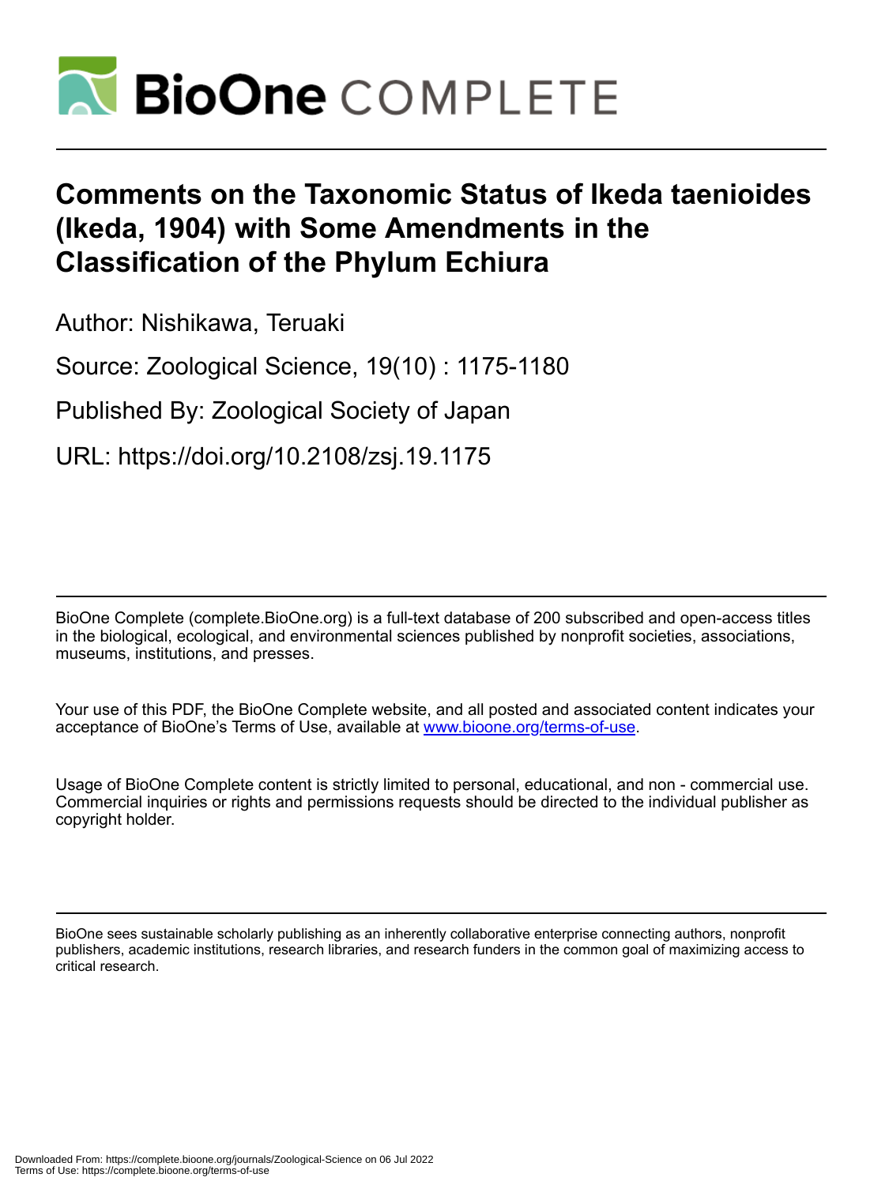# Comments on the Taxonomic Status of Ikeda taenioides (Ikeda, 1904) with Some Amendments in the Classification of the Phylum Echiura

Author: Nishikawa, Teruaki

Source: Zoological Science, 19(10) : 1175-1180

Published By: Zoological Society of Japan

URL: https://doi.org/10.2108/zsj.19.1175

BioOne Complete (complete.BioOne.org) is a full-text database of 200 subscribed and open-access titles in the biological, ecological, and environmental sciences published by nonprofit societies, associations, museums, institutions, and presses.

Your use of this PDF, the BioOne Complete website, and all posted and associated content indicates your acceptance of BioOne's Terms of Use, available at www.bioone.org/terms-of-use.

Usage of BioOne Complete content is strictly limited to personal, educational, and non - commercial use. Commercial inquiries or rights and permissions requests should be directed to the individual publisher as copyright holder.

BioOne sees sustainable scholarly publishing as an inherently collaborative enterprise connecting authors, nonprofit publishers, academic institutions, research libraries, and research funders in the common goal of maximizing access to critical research.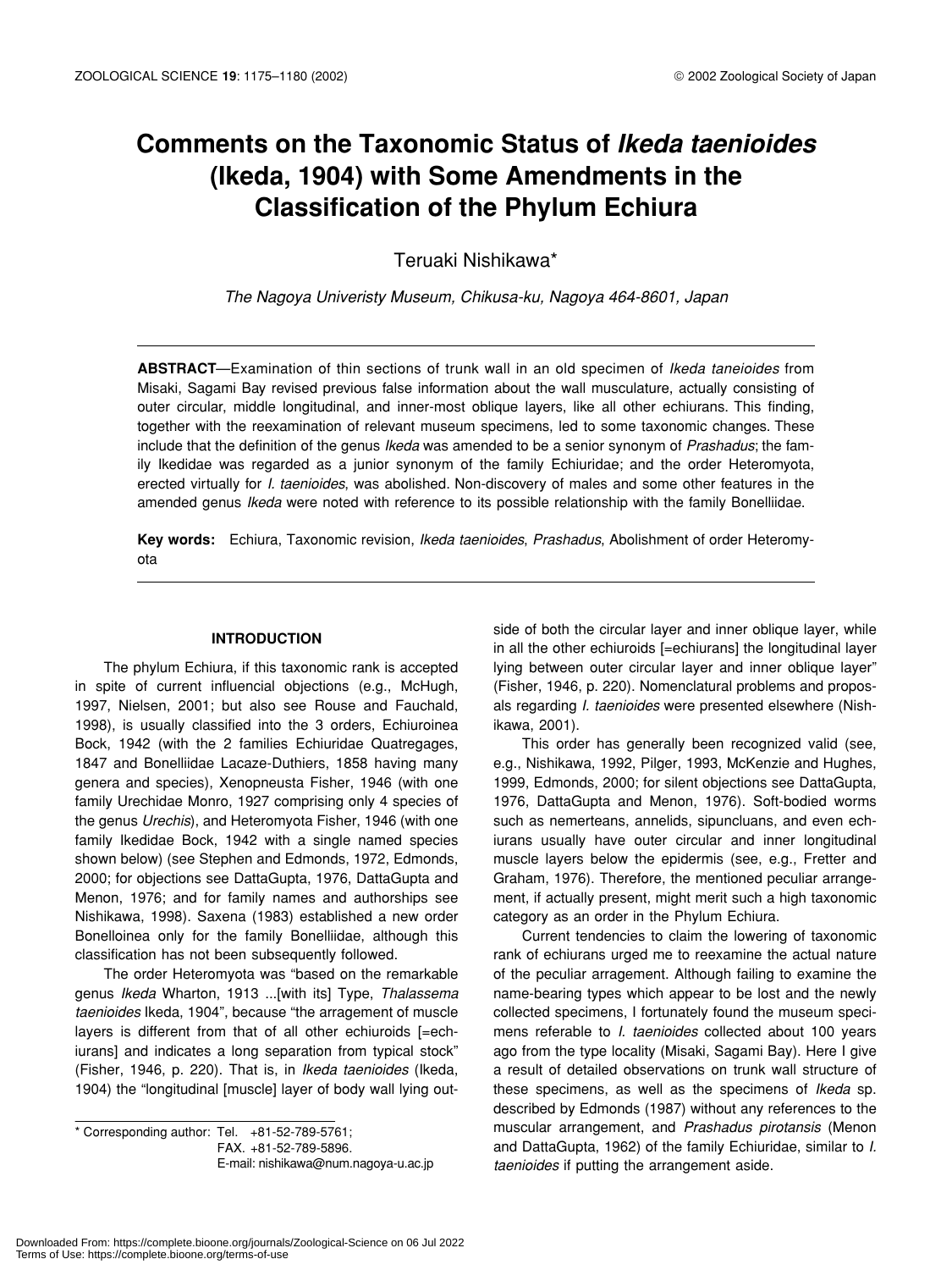# Comments on the Taxonomic Status of *Ikeda taenioides* (Ikeda, 1904) with Some Amendments in the Classification of the Phylum Echiura

Teruaki Nishikawa*

*The Nagoya Univeristy Museum, Chikusa-ku, Nagoya 464-8601, Japan*

**ABSTRACT**—Examination of thin sections of trunk wall in an old specimen of *Ikeda taneioides* from Misaki, Sagami Bay revised previous false information about the wall musculature, actually consisting of outer circular, middle longitudinal, and inner-most oblique layers, like all other echiurans. This finding, together with the reexamination of relevant museum specimens, led to some taxonomic changes. These include that the definition of the genus *Ikeda* was amended to be a senior synonym of *Prashadus*; the family Ikedidae was regarded as a junior synonym of the family Echiuridae; and the order Heteromyota, erected virtually for *I. taenioides*, was abolished. Non-discovery of males and some other features in the amended genus *Ikeda* were noted with reference to its possible relationship with the family Bonelliidae.

**Key words:** Echiura, Taxonomic revision, *Ikeda taenioides*, *Prashadus*, Abolishment of order Heteromyota

## INTRODUCTION

The phylum Echiura, if this taxonomic rank is accepted in spite of current influencial objections (e.g., McHugh, 1997, Nielsen, 2001; but also see Rouse and Fauchald, 1998), is usually classified into the 3 orders, Echiuroinea Bock, 1942 (with the 2 families Echiuridae Quatregages, 1847 and Bonelliidae Lacaze-Duthiers, 1858 having many genera and species), Xenopneusta Fisher, 1946 (with one family Urechidae Monro, 1927 comprising only 4 species of the genus *Urechis*), and Heteromyota Fisher, 1946 (with one family Ikedidae Bock, 1942 with a single named species shown below) (see Stephen and Edmonds, 1972, Edmonds, 2000; for objections see DattaGupta, 1976, DattaGupta and Menon, 1976; and for family names and authorships see Nishikawa, 1998). Saxena (1983) established a new order Bonelloinea only for the family Bonelliidae, although this classification has not been subsequently followed.

The order Heteromyota was "based on the remarkable genus *Ikeda* Wharton, 1913 ...[with its] Type, *Thalassema taenioides* Ikeda, 1904", because "the arragement of muscle layers is different from that of all other echiuroids [=echiurans] and indicates a long separation from typical stock" (Fisher, 1946, p. 220). That is, in *Ikeda taenioides* (Ikeda, 1904) the "longitudinal [muscle] layer of body wall lying outside of both the circular layer and inner oblique layer, while in all the other echiuroids [=echiurans] the longitudinal layer lying between outer circular layer and inner oblique layer" (Fisher, 1946, p. 220). Nomenclatural problems and proposals regarding *I. taenioides* were presented elsewhere (Nishikawa, 2001).

This order has generally been recognized valid (see, e.g., Nishikawa, 1992, Pilger, 1993, McKenzie and Hughes, 1999, Edmonds, 2000; for silent objections see DattaGupta, 1976, DattaGupta and Menon, 1976). Soft-bodied worms such as nemerteans, annelids, sipuncluans, and even echiurans usually have outer circular and inner longitudinal muscle layers below the epidermis (see, e.g., Fretter and Graham, 1976). Therefore, the mentioned peculiar arrangement, if actually present, might merit such a high taxonomic category as an order in the Phylum Echiura.

Current tendencies to claim the lowering of taxonomic rank of echiurans urged me to reexamine the actual nature of the peculiar arragement. Although failing to examine the name-bearing types which appear to be lost and the newly collected specimens, I fortunately found the museum specimens referable to *I. taenioides* collected about 100 years ago from the type locality (Misaki, Sagami Bay). Here I give a result of detailed observations on trunk wall structure of these specimens, as well as the specimens of *Ikeda* sp. described by Edmonds (1987) without any references to the muscular arrangement, and *Prashadus pirotansis* (Menon and DattaGupta, 1962) of the family Echiuridae, similar to *I. taenioides* if putting the arrangement aside.

* Corresponding author: Tel. +81-52-789-5761;
FAX. +81-52-789-5896.
E-mail: nishikawa@num.nagoya-u.ac.jp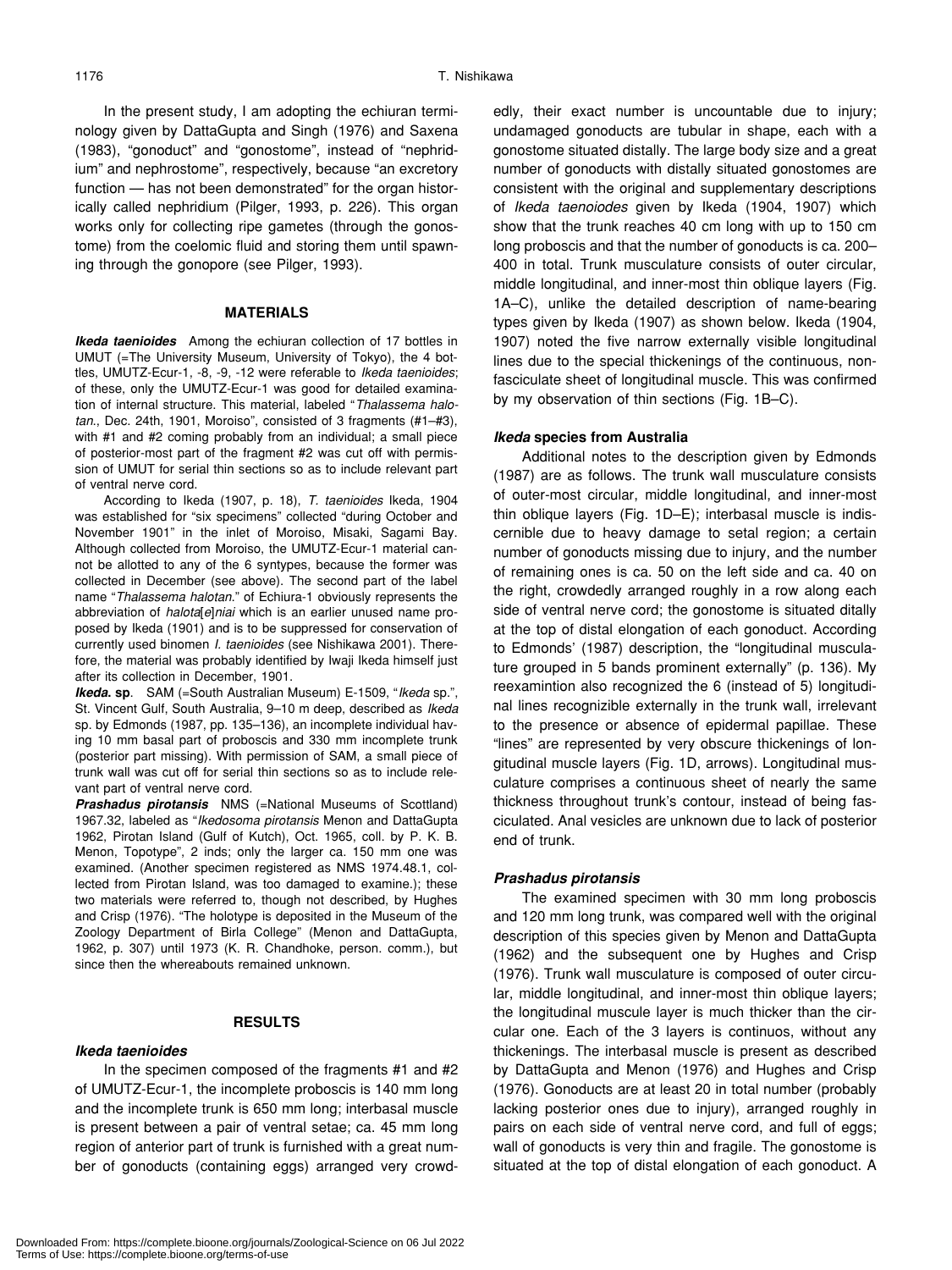In the present study, I am adopting the echiuran terminology given by DattaGupta and Singh (1976) and Saxena (1983), "gonoduct" and "gonostome", instead of "nephridium" and nephrostome", respectively, because "an excretory function — has not been demonstrated" for the organ historically called nephridium (Pilger, 1993, p. 226). This organ works only for collecting ripe gametes (through the gonostome) from the coelomic fluid and storing them until spawning through the gonopore (see Pilger, 1993).

## MATERIALS

***Ikeda taenioides*** Among the echiuran collection of 17 bottles in UMUT (=The University Museum, University of Tokyo), the 4 bottles, UMUTZ-Ecur-1, -8, -9, -12 were referable to *Ikeda taenioides*; of these, only the UMUTZ-Ecur-1 was good for detailed examination of internal structure. This material, labeled "*Thalassema halotan*., Dec. 24th, 1901, Moroiso", consisted of 3 fragments (#1–#3), with #1 and #2 coming probably from an individual; a small piece of posterior-most part of the fragment #2 was cut off with permission of UMUT for serial thin sections so as to include relevant part of ventral nerve cord.

According to Ikeda (1907, p. 18), *T. taenioides* Ikeda, 1904 was established for "six specimens" collected "during October and November 1901" in the inlet of Moroiso, Misaki, Sagami Bay. Although collected from Moroiso, the UMUTZ-Ecur-1 material cannot be allotted to any of the 6 syntypes, because the former was collected in December (see above). The second part of the label name "*Thalassema halotan*." of Echiura-1 obviously represents the abbreviation of *halota*[*e*]*niai* which is an earlier unused name proposed by Ikeda (1901) and is to be suppressed for conservation of currently used binomen *I. taenioides* (see Nishikawa 2001). Therefore, the material was probably identified by Iwaji Ikeda himself just after its collection in December, 1901.

***Ikeda*. sp**. SAM (=South Australian Museum) E-1509, "*Ikeda* sp.", St. Vincent Gulf, South Australia, 9–10 m deep, described as *Ikeda* sp. by Edmonds (1987, pp. 135–136), an incomplete individual having 10 mm basal part of proboscis and 330 mm incomplete trunk (posterior part missing). With permission of SAM, a small piece of trunk wall was cut off for serial thin sections so as to include relevant part of ventral nerve cord.

***Prashadus pirotansis*** NMS (=National Museums of Scotland) 1967.32, labeled as "*Ikedosoma pirotansis* Menon and DattaGupta 1962, Pirotan Island (Gulf of Kutch), Oct. 1965, coll. by P. K. B. Menon, Topotype", 2 inds; only the larger ca. 150 mm one was examined. (Another specimen registered as NMS 1974.48.1, collected from Pirotan Island, was too damaged to examine.); these two materials were referred to, though not described, by Hughes and Crisp (1976). "The holotype is deposited in the Museum of the Zoology Department of Birla College" (Menon and DattaGupta, 1962, p. 307) until 1973 (K. R. Chandhoke, person. comm.), but since then the whereabouts remained unknown.

## RESULTS

### *Ikeda taenioides*

In the specimen composed of the fragments #1 and #2 of UMUTZ-Ecur-1, the incomplete proboscis is 140 mm long and the incomplete trunk is 650 mm long; interbasal muscle is present between a pair of ventral setae; ca. 45 mm long region of anterior part of trunk is furnished with a great number of gonoducts (containing eggs) arranged very crowdedly, their exact number is uncountable due to injury; undamaged gonoducts are tubular in shape, each with a gonostome situated distally. The large body size and a great number of gonoducts with distally situated gonostomes are consistent with the original and supplementary descriptions of *Ikeda tanoiodes* given by Ikeda (1904, 1907) which show that the trunk reaches 40 cm long with up to 150 cm long proboscis and that the number of gonoducts is ca. 200–400 in total. Trunk musculature consists of outer circular, middle longitudinal, and inner-most thin oblique layers (Fig. 1A–C), unlike the detailed description of name-bearing types given by Ikeda (1907) as shown below. Ikeda (1904, 1907) noted the five narrow externally visible longitudinal lines due to the special thickenings of the continuous, non-fasciculate sheet of longitudinal muscle. This was confirmed by my observation of thin sections (Fig. 1B–C).

### *Ikeda* species from Australia

Additional notes to the description given by Edmonds (1987) are as follows. The trunk wall musculature consists of outer-most circular, middle longitudinal, and inner-most thin oblique layers (Fig. 1D–E); interbasal muscle is indiscernible due to heavy damage to setal region; a certain number of gonoducts missing due to injury, and the number of remaining ones is ca. 50 on the left side and ca. 40 on the right, crowdedly arranged roughly in a row along each side of ventral nerve cord; the gonostome is situated ditally at the top of distal elongation of each gonoduct. According to Edmonds' (1987) description, the "longitudinal musculature grouped in 5 bands prominent externally" (p. 136). My reexamintion also recognized the 6 (instead of 5) longitudinal lines recognizible externally in the trunk wall, irrelevant to the presence or absence of epidermal papillae. These "lines" are represented by very obscure thickenings of longitudinal muscle layers (Fig. 1D, arrows). Longitudinal musculature comprises a continuous sheet of nearly the same thickness throughout trunk's contour, instead of being fasciculated. Anal vesicles are unknown due to lack of posterior end of trunk.

### *Prashadus pirotansis*

The examined specimen with 30 mm long proboscis and 120 mm long trunk, was compared well with the original description of this species given by Menon and DattaGupta (1962) and the subsequent one by Hughes and Crisp (1976). Trunk wall musculature is composed of outer circular, middle longitudinal, and inner-most thin oblique layers; the longitudinal muscule layer is much thicker than the circular one. Each of the 3 layers is continuos, without any thickenings. The interbasal muscle is present as described by DattaGupta and Menon (1976) and Hughes and Crisp (1976). Gonoducts are at least 20 in total number (probably lacking posterior ones due to injury), arranged roughly in pairs on each side of ventral nerve cord, and full of eggs; wall of gonoducts is very thin and fragile. The gonostome is situated at the top of distal elongation of each gonoduct. A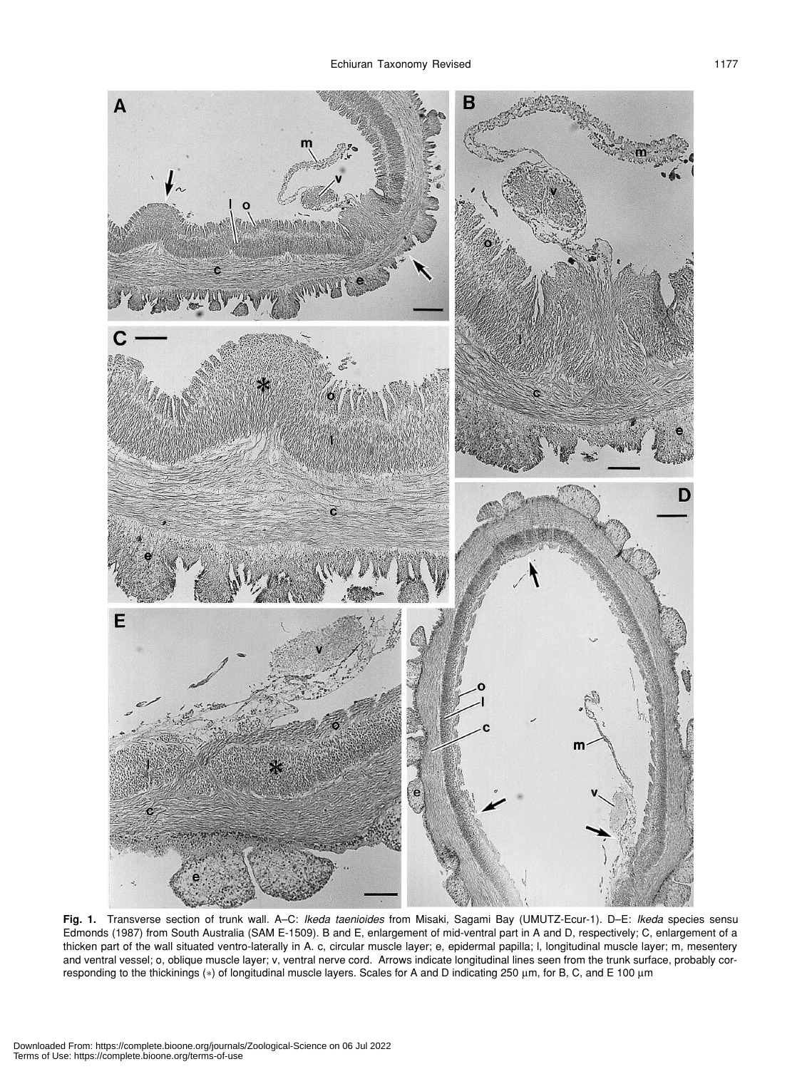**Fig. 1.** Transverse section of trunk wall. A–C: *Ikeda taenioides* from Misaki, Sagami Bay (UMUTZ-Ecur-1). D–E: *Ikeda* species sensu Edmonds (1987) from South Australia (SAM E-1509). B and E, enlargement of mid-ventral part in A and D, respectively; C, enlargement of a thicken part of the wall situated ventro-laterally in A. c, circular muscle layer; e, epidermal papilla; l, longitudinal muscle layer; m, mesentery and ventral vessel; o, oblique muscle layer; v, ventral nerve cord. Arrows indicate longitudinal lines seen from the trunk surface, probably corresponding to the thickinings (*) of longitudinal muscle layers. Scales for A and D indicating 250 μm, for B, C, and E 100 μm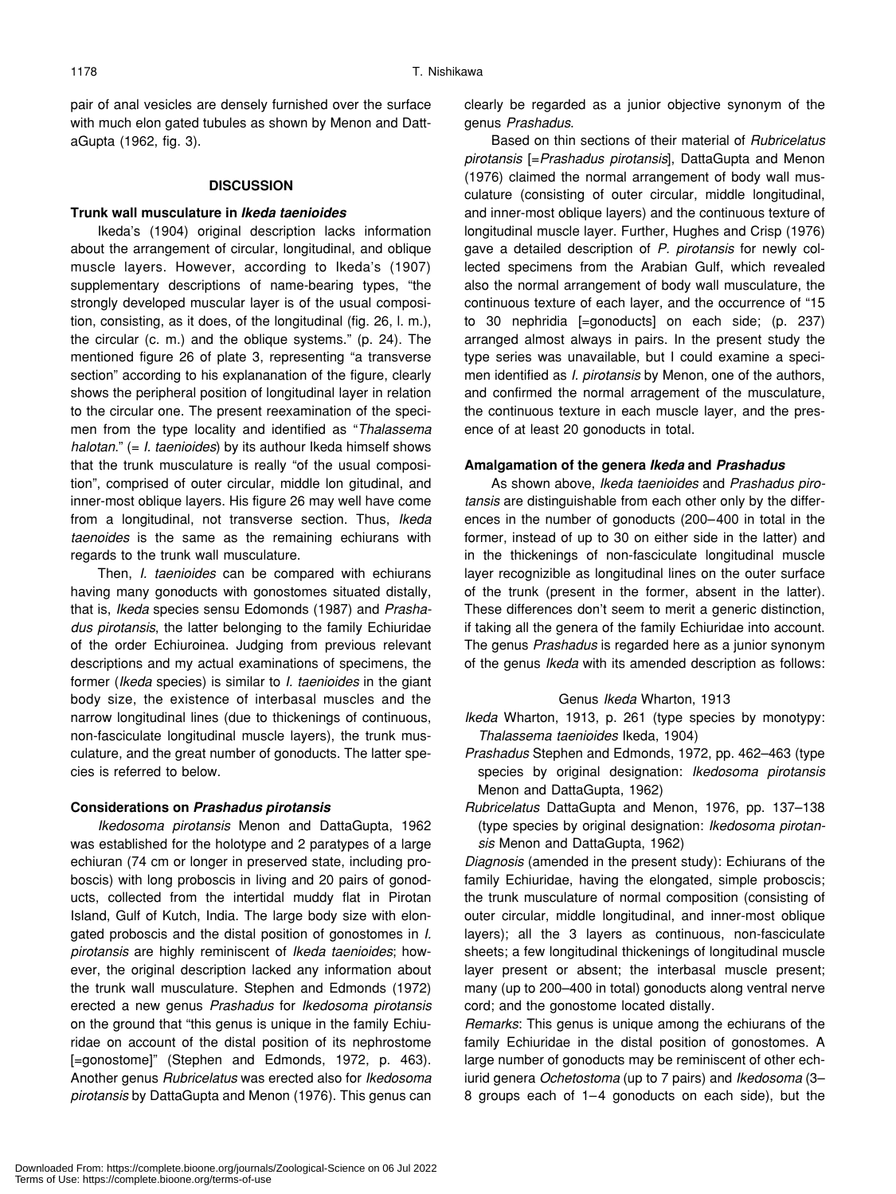pair of anal vesicles are densely furnished over the surface with much elon gated tubules as shown by Menon and DattaGupta (1962, fig. 3).

## DISCUSSION

### Trunk wall musculature in *Ikeda taenioides*

Ikeda's (1904) original description lacks information about the arrangement of circular, longitudinal, and oblique muscle layers. However, according to Ikeda's (1907) supplementary descriptions of name-bearing types, "the strongly developed muscular layer is of the usual composition, consisting, as it does, of the longitudinal (fig. 26, l. m.), the circular (c. m.) and the oblique systems." (p. 24). The mentioned figure 26 of plate 3, representing "a transverse section" according to his explananation of the figure, clearly shows the peripheral position of longitudinal layer in relation to the circular one. The present reexamination of the specimen from the type locality and identified as "*Thalassema halotan*." (= *I. taenioides*) by its authour Ikeda himself shows that the trunk musculature is really "of the usual composition", comprised of outer circular, middle lon gitudinal, and inner-most oblique layers. His figure 26 may well have come from a longitudinal, not transverse section. Thus, *Ikeda taenoides* is the same as the remaining echiurans with regards to the trunk wall musculature.

Then, *I. taenioides* can be compared with echiurans having many gonoducts with gonostomes situated distally, that is, *Ikeda* species sensu Edomonds (1987) and *Prashadus pirotansis*, the latter belonging to the family Echiuridae of the order Echiuroinea. Judging from previous relevant descriptions and my actual examinations of specimens, the former (*Ikeda* species) is similar to *I. taenioides* in the giant body size, the existence of interbasal muscles and the narrow longitudinal lines (due to thickenings of continuous, non-fasciculate longitudinal muscle layers), the trunk musculature, and the great number of gonoducts. The latter species is referred to below.

### Considerations on *Prashadus pirotansis*

*Ikedosoma pirotansis* Menon and DattaGupta, 1962 was established for the holotype and 2 paratypes of a large echiuran (74 cm or longer in preserved state, including proboscis) with long proboscis in living and 20 pairs of gonoducts, collected from the intertidal muddy flat in Pirotan Island, Gulf of Kutch, India. The large body size with elongated proboscis and the distal position of gonostomes in *I. pirotansis* are highly reminiscent of *Ikeda taenioides*; however, the original description lacked any information about the trunk wall musculature. Stephen and Edmonds (1972) erected a new genus *Prashadus* for *Ikedosoma pirotansis* on the ground that "this genus is unique in the family Echiuridae on account of the distal position of its nephrostome [=gonostome]" (Stephen and Edmonds, 1972, p. 463). Another genus *Rubricelatus* was erected also for *Ikedosoma pirotansis* by DattaGupta and Menon (1976). This genus can clearly be regarded as a junior objective synonym of the genus *Prashadus*.

Based on thin sections of their material of *Rubricelatus pirotansis* [=*Prashadus pirotansis*], DattaGupta and Menon (1976) claimed the normal arrangement of body wall musculature (consisting of outer circular, middle longitudinal, and inner-most oblique layers) and the continuous texture of longitudinal muscle layer. Further, Hughes and Crisp (1976) gave a detailed description of *P. pirotansis* for newly collected specimens from the Arabian Gulf, which revealed also the normal arrangement of body wall musculature, the continuous texture of each layer, and the occurrence of "15 to 30 nephridia [=gonoducts] on each side; (p. 237) arranged almost always in pairs. In the present study the type series was unavailable, but I could examine a specimen identified as *I. pirotansis* by Menon, one of the authors, and confirmed the normal arragement of the musculature, the continuous texture in each muscle layer, and the presence of at least 20 gonoducts in total.

### Amalgamation of the genera *Ikeda* and *Prashadus*

As shown above, *Ikeda taenioides* and *Prashadus pirotansis* are distinguishable from each other only by the differences in the number of gonoducts (200–400 in total in the former, instead of up to 30 on either side in the latter) and in the thickenings of non-fasciculate longitudinal muscle layer recognizible as longitudinal lines on the outer surface of the trunk (present in the former, absent in the latter). These differences don't seem to merit a generic distinction, if taking all the genera of the family Echiuridae into account. The genus *Prashadus* is regarded here as a junior synonym of the genus *Ikeda* with its amended description as follows:

Genus *Ikeda* Wharton, 1913

*Ikeda* Wharton, 1913, p. 261 (type species by monotypy: *Thalassema taenioides* Ikeda, 1904)

*Prashadus* Stephen and Edmonds, 1972, pp. 462–463 (type species by original designation: *Ikedosoma pirotansis* Menon and DattaGupta, 1962)

*Rubricelatus* DattaGupta and Menon, 1976, pp. 137–138 (type species by original designation: *Ikedosoma pirotansis* Menon and DattaGupta, 1962)

*Diagnosis* (amended in the present study): Echiurans of the family Echiuridae, having the elongated, simple proboscis; the trunk musculature of normal composition (consisting of outer circular, middle longitudinal, and inner-most oblique layers); all the 3 layers as continuous, non-fasciculate sheets; a few longitudinal thickenings of longitudinal muscle layer present or absent; the interbasal muscle present; many (up to 200–400 in total) gonoducts along ventral nerve cord; and the gonostome located distally.

*Remarks*: This genus is unique among the echiurans of the family Echiuridae in the distal position of gonostomes. A large number of gonoducts may be reminiscent of other echiurid genera *Ochetostoma* (up to 7 pairs) and *Ikedosoma* (3–8 groups each of 1–4 gonoducts on each side), but the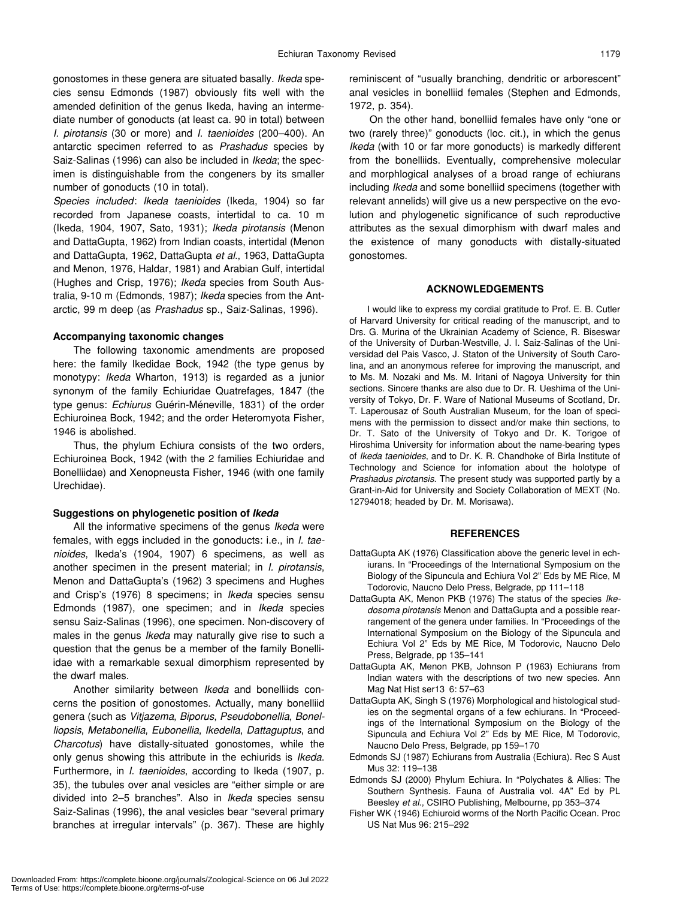gonostomes in these genera are situated basally. *Ikeda* species sensu Edmonds (1987) obviously fits well with the amended definition of the genus Ikeda, having an intermediate number of gonoducts (at least ca. 90 in total) between *I. pirotansis* (30 or more) and *I. taenioides* (200–400). An antarctic specimen referred to as *Prashadus* species by Saiz-Salinas (1996) can also be included in *Ikeda*; the specimen is distinguishable from the congeners by its smaller number of gonoducts (10 in total).

*Species included*: *Ikeda taenioides* (Ikeda, 1904) so far recorded from Japanese coasts, intertidal to ca. 10 m (Ikeda, 1904, 1907, Sato, 1931); *Ikeda pirotansis* (Menon and DattaGupta, 1962) from Indian coasts, intertidal (Menon and DattaGupta, 1962, DattaGupta *et al*., 1963, DattaGupta and Menon, 1976, Haldar, 1981) and Arabian Gulf, intertidal (Hughes and Crisp, 1976); *Ikeda* species from South Australia, 9-10 m (Edmonds, 1987); *Ikeda* species from the Antarctic, 99 m deep (as *Prashadus* sp., Saiz-Salinas, 1996).

## Accompanying taxonomic changes

The following taxonomic amendments are proposed here: the family Ikedidae Bock, 1942 (the type genus by monotypy: *Ikeda* Wharton, 1913) is regarded as a junior synonym of the family Echiuridae Quatrefages, 1847 (the type genus: *Echiurus* Guérin-Méneville, 1831) of the order Echiuroinea Bock, 1942; and the order Heteromyota Fisher, 1946 is abolished.

Thus, the phylum Echiura consists of the two orders, Echiuroinea Bock, 1942 (with the 2 families Echiuridae and Bonelliidae) and Xenopneusta Fisher, 1946 (with one family Urechidae).

## Suggestions on phylogenetic position of *Ikeda*

All the informative specimens of the genus *Ikeda* were females, with eggs included in the gonoducts: i.e., in *I. taenioides*, Ikeda's (1904, 1907) 6 specimens, as well as another specimen in the present material; in *I. pirotansis*, Menon and DattaGupta's (1962) 3 specimens and Hughes and Crisp's (1976) 8 specimens; in *Ikeda* species sensu Edmonds (1987), one specimen; and in *Ikeda* species sensu Saiz-Salinas (1996), one specimen. Non-discovery of males in the genus *Ikeda* may naturally give rise to such a question that the genus be a member of the family Bonelliidae with a remarkable sexual dimorphism represented by the dwarf males.

Another similarity between *Ikeda* and bonelliids concerns the position of gonostomes. Actually, many bonelliid genera (such as *Vitjazema*, *Biporus*, *Pseudobonellia*, *Bonelliopsis*, *Metabonellia*, *Eubonellia*, *Ikedella*, *Dattaguptus*, and *Charcotus*) have distally-situated gonostomes, while the only genus showing this attribute in the echiurids is *Ikeda*. Furthermore, in *I. taenioides*, according to Ikeda (1907, p. 35), the tubules over anal vesicles are "either simple or are divided into 2–5 branches". Also in *Ikeda* species sensu Saiz-Salinas (1996), the anal vesicles bear "several primary branches at irregular intervals" (p. 367). These are highly reminiscent of "usually branching, dendritic or arborescent" anal vesicles in bonelliid females (Stephen and Edmonds, 1972, p. 354).

On the other hand, bonelliid females have only "one or two (rarely three)" gonoducts (loc. cit.), in which the genus *Ikeda* (with 10 or far more gonoducts) is markedly different from the bonelliids. Eventually, comprehensive molecular and morphlogical analyses of a broad range of echiurans including *Ikeda* and some bonelliid specimens (together with relevant annelids) will give us a new perspective on the evolution and phylogenetic significance of such reproductive attributes as the sexual dimorphism with dwarf males and the existence of many gonoducts with distally-situated gonostomes.

## ACKNOWLEDGEMENTS

I would like to express my cordial gratitude to Prof. E. B. Cutler of Harvard University for critical reading of the manuscript, and to Drs. G. Murina of the Ukrainian Academy of Science, R. Biseswar of the University of Durban-Westville, J. I. Saiz-Salinas of the Universidad del Pais Vasco, J. Staton of the University of South Carolina, and an anonymous referee for improving the manuscript, and to Ms. M. Nozaki and Ms. M. Iritani of Nagoya University for thin sections. Sincere thanks are also due to Dr. R. Ueshima of the University of Tokyo, Dr. F. Ware of National Museums of Scotland, Dr. T. Laperousaz of South Australian Museum, for the loan of specimens with the permission to dissect and/or make thin sections, to Dr. T. Sato of the University of Tokyo and Dr. K. Torigoe of Hiroshima University for information about the name-bearing types of *Ikeda taenioides*, and to Dr. K. R. Chandhoke of Birla Institute of Technology and Science for infomation about the holotype of *Prashadus pirotansis*. The present study was supported partly by a Grant-in-Aid for University and Society Collaboration of MEXT (No. 12794018; headed by Dr. M. Morisawa).

## REFERENCES

DattaGupta AK (1976) Classification above the generic level in echiurans. In "Proceedings of the International Symposium on the Biology of the Sipuncula and Echiura Vol 2" Eds by ME Rice, M Todorovic, Naucno Delo Press, Belgrade, pp 111–118

DattaGupta AK, Menon PKB (1976) The status of the species *Ikedosoma pirotansis* Menon and DattaGupta and a possible rearrangement of the genera under families. In "Proceedings of the International Symposium on the Biology of the Sipuncula and Echiura Vol 2" Eds by ME Rice, M Todorovic, Naucno Delo Press, Belgrade, pp 135–141

DattaGupta AK, Menon PKB, Johnson P (1963) Echiurans from Indian waters with the descriptions of two new species. Ann Mag Nat Hist ser13 6: 57–63

DattaGupta AK, Singh S (1976) Morphological and histological studies on the segmental organs of a few echiurans. In "Proceedings of the International Symposium on the Biology of the Sipuncula and Echiura Vol 2" Eds by ME Rice, M Todorovic, Naucno Delo Press, Belgrade, pp 159–170

Edmonds SJ (1987) Echiurans from Australia (Echiura). Rec S Aust Mus 32: 119–138

Edmonds SJ (2000) Phylum Echiura. In "Polychates & Allies: The Southern Synthesis. Fauna of Australia vol. 4A" Ed by PL Beesley *et al*., CSIRO Publishing, Melbourne, pp 353–374

Fisher WK (1946) Echiuroid worms of the North Pacific Ocean. Proc US Nat Mus 96: 215–292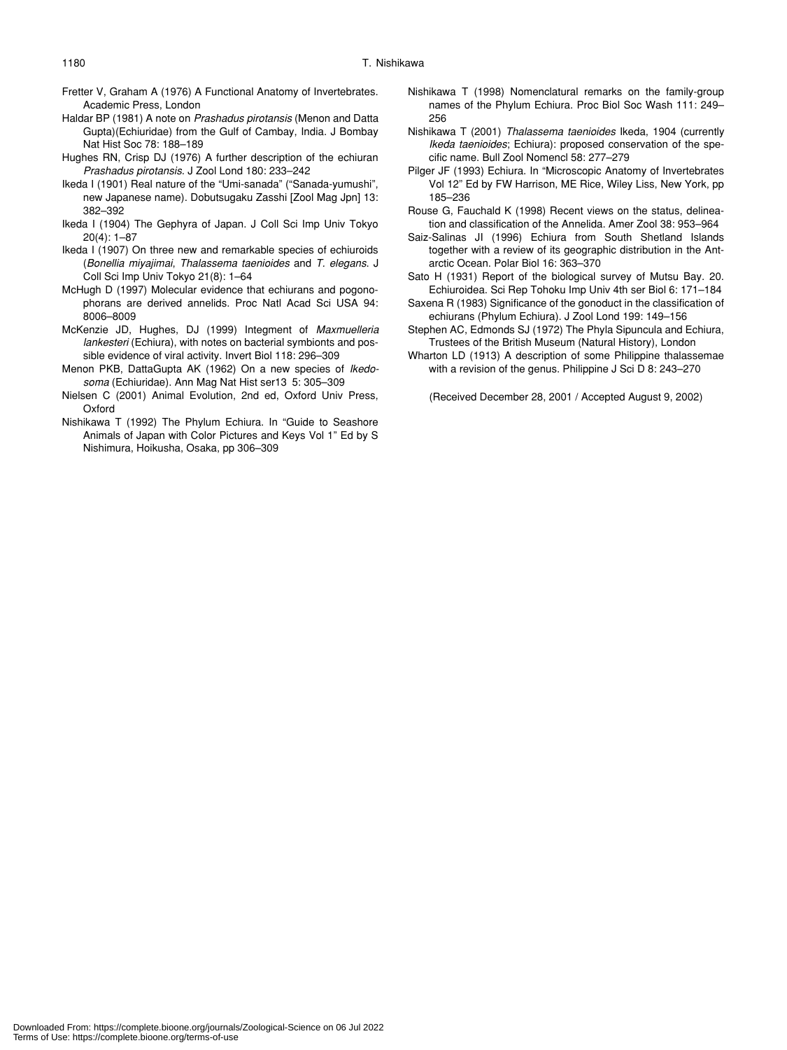Fretter V, Graham A (1976) A Functional Anatomy of Invertebrates. Academic Press, London

Haldar BP (1981) A note on *Prashadus pirotansis* (Menon and Datta Gupta)(Echiuridae) from the Gulf of Cambay, India. J Bombay Nat Hist Soc 78: 188–189

Hughes RN, Crisp DJ (1976) A further description of the echiuran *Prashadus pirotansis*. J Zool Lond 180: 233–242

Ikeda I (1901) Real nature of the "Umi-sanada" ("Sanada-yumushi", new Japanese name). Dobutsugaku Zasshi [Zool Mag Jpn] 13: 382–392

Ikeda I (1904) The Gephyra of Japan. J Coll Sci Imp Univ Tokyo 20(4): 1–87

Ikeda I (1907) On three new and remarkable species of echiuroids (*Bonellia miyajimai*, *Thalassema taenioides* and *T. elegans*. J Coll Sci Imp Univ Tokyo 21(8): 1–64

McHugh D (1997) Molecular evidence that echiurans and pogonophorans are derived annelids. Proc Natl Acad Sci USA 94: 8006–8009

McKenzie JD, Hughes, DJ (1999) Integment of *Maxmuelleria lankesteri* (Echiura), with notes on bacterial symbionts and possible evidence of viral activity. Invert Biol 118: 296–309

Menon PKB, DattaGupta AK (1962) On a new species of *Ikedosoma* (Echiuridae). Ann Mag Nat Hist ser13 5: 305–309

Nielsen C (2001) Animal Evolution, 2nd ed, Oxford Univ Press, Oxford

Nishikawa T (1992) The Phylum Echiura. In "Guide to Seashore Animals of Japan with Color Pictures and Keys Vol 1" Ed by S Nishimura, Hoikusha, Osaka, pp 306–309

Nishikawa T (1998) Nomenclatural remarks on the family-group names of the Phylum Echiura. Proc Biol Soc Wash 111: 249–256

Nishikawa T (2001) *Thalassema taenioides* Ikeda, 1904 (currently *Ikeda taenioides*; Echiura): proposed conservation of the specific name. Bull Zool Nomencl 58: 277–279

Pilger JF (1993) Echiura. In "Microscopic Anatomy of Invertebrates Vol 12" Ed by FW Harrison, ME Rice, Wiley Liss, New York, pp 185–236

Rouse G, Fauchald K (1998) Recent views on the status, delineation and classification of the Annelida. Amer Zool 38: 953–964

Saiz-Salinas JI (1996) Echiura from South Shetland Islands together with a review of its geographic distribution in the Antarctic Ocean. Polar Biol 16: 363–370

Sato H (1931) Report of the biological survey of Mutsu Bay. 20. Echiuroidea. Sci Rep Tohoku Imp Univ 4th ser Biol 6: 171–184

Saxena R (1983) Significance of the gonoduct in the classification of echiurans (Phylum Echiura). J Zool Lond 199: 149–156

Stephen AC, Edmonds SJ (1972) The Phyla Sipuncula and Echiura, Trustees of the British Museum (Natural History), London

Wharton LD (1913) A description of some Philippine thalassemae with a revision of the genus. Philippine J Sci D 8: 243–270

(Received December 28, 2001 / Accepted August 9, 2002)